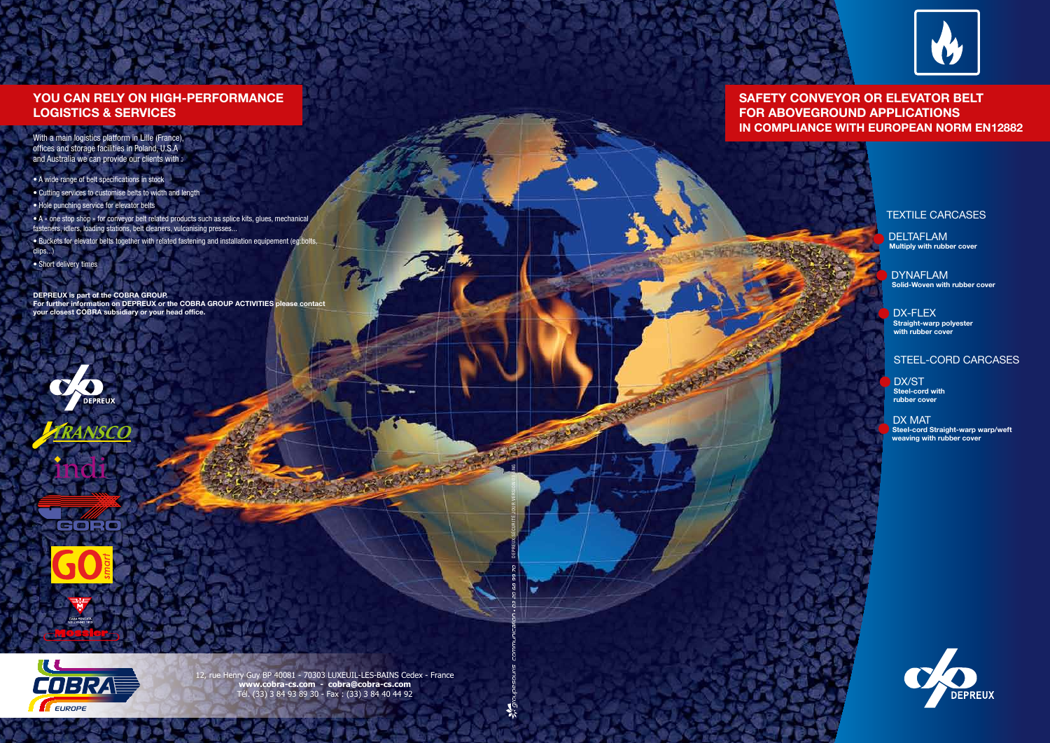## YOU CAN RELY ON HIGH-PERFORMANCE LOGISTICS & SERVICES

With a main logistics platform in Lille (France), offices and storage facilities in Poland, U.S.A and Australia we can provide our clients with :

- A wide range of belt specifications in stock
- Cutting services to customise belts to width and length
- Hole punching service for elevator belts
- A « one stop shop » for conveyor belt related products such as splice kits, glues, mechanical fasteners, idlers, loading stations, belt cleaners, vulcanising presses...
- Buckets for elevator belts together with related fastening and installation equipement (eg:bolts, clips...)
- Short delivery times

**DEPREUX is part of the COBRA GROUP.**
**For further information on DEPREUX or the COBRA GROUP ACTIVITIES please contact your closest COBRA subsidiary or your head office.**

DEPREUX

TRANSCO

indi

GORO

GO smart

Mossier

COBRA EUROPE

12, rue Henry Guy BP 40081 - 70303 LUXEUIL-LES-BAINS Cedex - France
**www.cobra-cs.com - cobra@cobra-cs.com**
Tél. (33) 3 84 93 89 30 - Fax : (33) 3 84 40 44 92

## SAFETY CONVEYOR OR ELEVATOR BELT FOR ABOVEGROUND APPLICATIONS IN COMPLIANCE WITH EUROPEAN NORM EN12882

### TEXTILE CARCASES

- DELTAFLAM
  **Multiply with rubber cover**
- DYNAFLAM
  **Solid-Woven with rubber cover**
- DX-FLEX
  **Straight-warp polyester with rubber cover**

### STEEL-CORD CARCASES

- DX/ST
  **Steel-cord with rubber cover**
- DX MAT
  **Steel-cord Straight-warp warp/weft weaving with rubber cover**

DEPREUX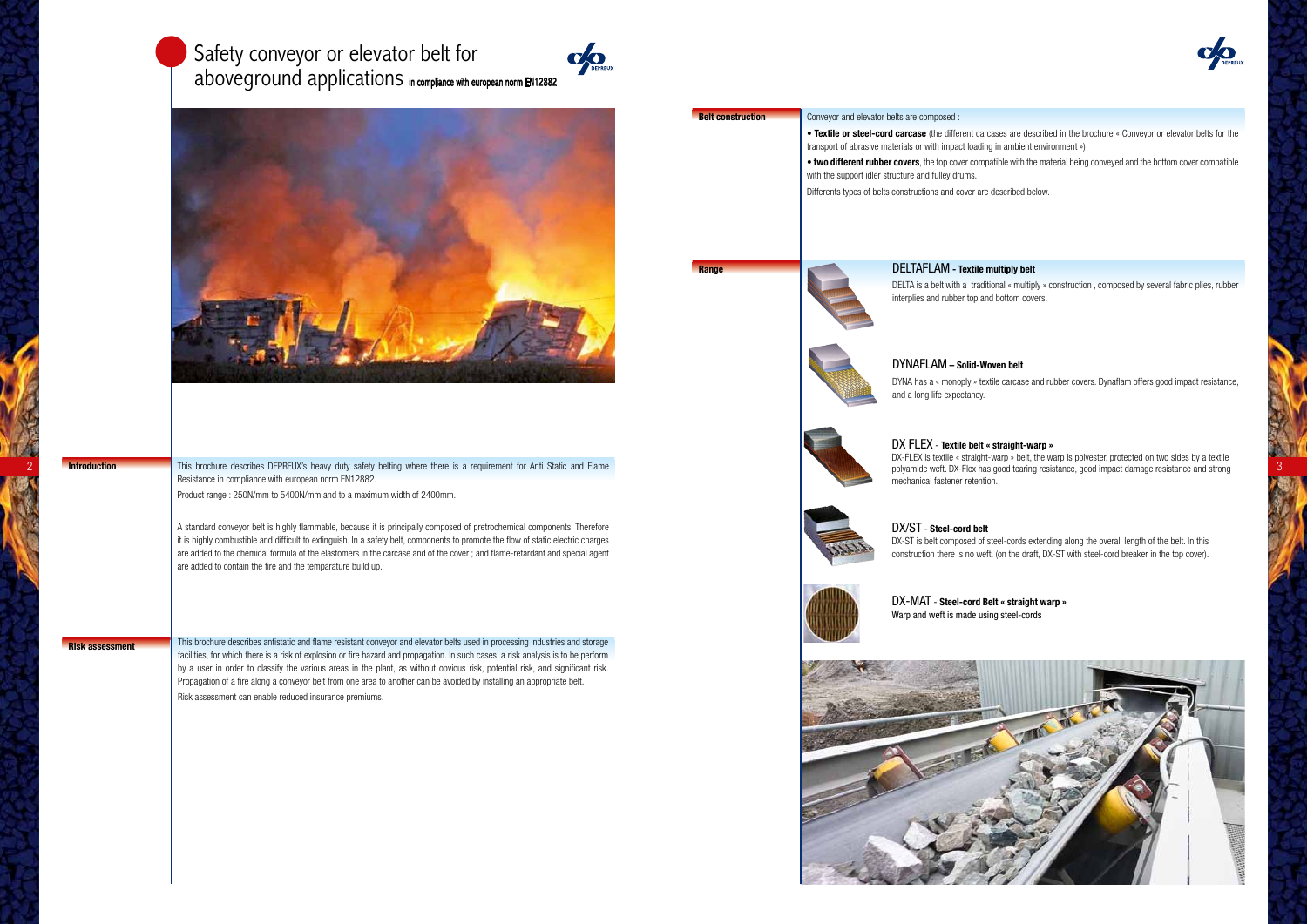# Safety conveyor or elevator belt for aboveground applications in compliance with european norm EN12882

**Introduction**

This brochure describes DEPREUX's heavy duty safety belting where there is a requirement for Anti Static and Flame Resistance in compliance with european norm EN12882.

Product range : 250N/mm to 5400N/mm and to a maximum width of 2400mm.

A standard conveyor belt is highly flammable, because it is principally composed of pretrochemical components. Therefore it is highly combustible and difficult to extinguish. In a safety belt, components to promote the flow of static electric charges are added to the chemical formula of the elastomers in the carcase and of the cover ; and flame-retardant and special agent are added to contain the fire and the temparature build up.

**Risk assessment**

This brochure describes antistatic and flame resistant conveyor and elevator belts used in processing industries and storage facilities, for which there is a risk of explosion or fire hazard and propagation. In such cases, a risk analysis is to be perform by a user in order to classify the various areas in the plant, as without obvious risk, potential risk, and significant risk. Propagation of a fire along a conveyor belt from one area to another can be avoided by installing an appropriate belt.

Risk assessment can enable reduced insurance premiums.

**Belt construction**

Conveyor and elevator belts are composed :

- **Textile or steel-cord carcase** (the different carcases are described in the brochure « Conveyor or elevator belts for the transport of abrasive materials or with impact loading in ambient environment »)
- **two different rubber covers**, the top cover compatible with the material being conveyed and the bottom cover compatible with the support idler structure and fulley drums.

Differents types of belts constructions and cover are described below.

**Range**

### DELTAFLAM - Textile multiply belt

DELTA is a belt with a traditional « multiply » construction , composed by several fabric plies, rubber interplies and rubber top and bottom covers.

### DYNAFLAM – Solid-Woven belt

DYNA has a « monoply » textile carcase and rubber covers. Dynaflam offers good impact resistance, and a long life expectancy.

### DX FLEX - Textile belt « straight-warp »

DX-FLEX is textile « straight-warp » belt, the warp is polyester, protected on two sides by a textile polyamide weft. DX-Flex has good tearing resistance, good impact damage resistance and strong mechanical fastener retention.

### DX/ST - Steel-cord belt

DX-ST is belt composed of steel-cords extending along the overall length of the belt. In this construction there is no weft. (on the draft, DX-ST with steel-cord breaker in the top cover).

### DX-MAT - Steel-cord Belt « straight warp »

Warp and weft is made using steel-cords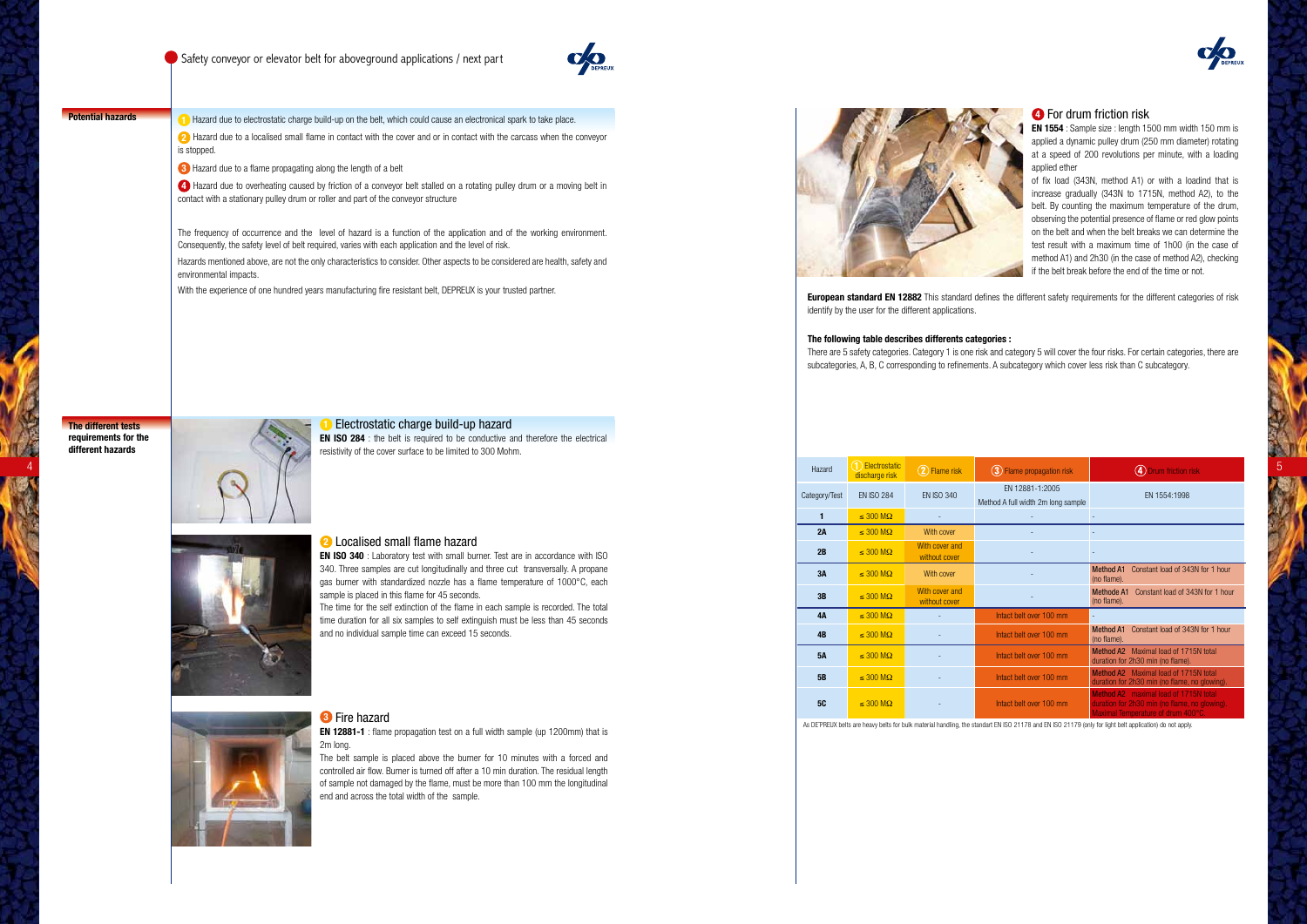## Safety conveyor or elevator belt for aboveground applications / next part

**Potential hazards**

1. Hazard due to electrostatic charge build-up on the belt, which could cause an electronical spark to take place.
2. Hazard due to a localised small flame in contact with the cover and or in contact with the carcass when the conveyor is stopped.
3. Hazard due to a flame propagating along the length of a belt
4. Hazard due to overheating caused by friction of a conveyor belt stalled on a rotating pulley drum or a moving belt in contact with a stationary pulley drum or roller and part of the conveyor structure

The frequency of occurrence and the level of hazard is a function of the application and of the working environment. Consequently, the safety level of belt required, varies with each application and the level of risk.

Hazards mentioned above, are not the only characteristics to consider. Other aspects to be considered are health, safety and environmental impacts.

With the experience of one hundred years manufacturing fire resistant belt, DEPREUX is your trusted partner.

**The different tests requirements for the different hazards**

### 1 Electrostatic charge build-up hazard

**EN ISO 284** : the belt is required to be conductive and therefore the electrical resistivity of the cover surface to be limited to 300 Mohm.

### 2 Localised small flame hazard

**EN ISO 340** : Laboratory test with small burner. Test are in accordance with ISO 340. Three samples are cut longitudinally and three cut transversally. A propane gas burner with standardized nozzle has a flame temperature of 1000°C, each sample is placed in this flame for 45 seconds.

The time for the self extinction of the flame in each sample is recorded. The total time duration for all six samples to self extinguish must be less than 45 seconds and no individual sample time can exceed 15 seconds.

### 3 Fire hazard

**EN 12881-1** : flame propagation test on a full width sample (up 1200mm) that is 2m long.

The belt sample is placed above the burner for 10 minutes with a forced and controlled air flow. Burner is turned off after a 10 min duration. The residual length of sample not damaged by the flame, must be more than 100 mm the longitudinal end and across the total width of the sample.

### 4 For drum friction risk

**EN 1554** : Sample size : length 1500 mm width 150 mm is applied a dynamic pulley drum (250 mm diameter) rotating at a speed of 200 revolutions per minute, with a loading applied ether of fix load (343N, method A1) or with a loadind that is increase gradually (343N to 1715N, method A2), to the belt. By counting the maximum temperature of the drum, observing the potential presence of flame or red glow points on the belt and when the belt breaks we can determine the test result with a maximum time of 1h00 (in the case of method A1) and 2h30 (in the case of method A2), checking if the belt break before the end of the time or not.

**European standard EN 12882** This standard defines the different safety requirements for the different categories of risk identify by the user for the different applications.

**The following table describes differents categories :**

There are 5 safety categories. Category 1 is one risk and category 5 will cover the four risks. For certain categories, there are subcategories, A, B, C corresponding to refinements. A subcategory which cover less risk than C subcategory.

| Hazard | 1 Electrostatic discharge risk | 2 Flame risk | 3 Flame propagation risk | 4 Drum friction risk |
|---|---|---|---|---|
| Category/Test | EN ISO 284 | EN ISO 340 | EN 12881-1:2005 Method A full width 2m long sample | EN 1554:1998 |
| **1** | ≤ 300 MΩ | - | - | - |
| **2A** | ≤ 300 MΩ | With cover | - | - |
| **2B** | ≤ 300 MΩ | With cover and without cover | - | - |
| **3A** | ≤ 300 MΩ | With cover | - | Method A1 Constant load of 343N for 1 hour (no flame). |
| **3B** | ≤ 300 MΩ | With cover and without cover | - | Methode A1 Constant load of 343N for 1 hour (no flame). |
| **4A** | ≤ 300 MΩ | - | Intact belt over 100 mm | - |
| **4B** | ≤ 300 MΩ | - | Intact belt over 100 mm | Method A1 Constant load of 343N for 1 hour (no flame). |
| **5A** | ≤ 300 MΩ | - | Intact belt over 100 mm | Method A2 Maximal load of 1715N total duration for 2h30 min (no flame). |
| **5B** | ≤ 300 MΩ | - | Intact belt over 100 mm | Method A2 Maximal load of 1715N total duration for 2h30 min (no flame, no glowing). |
| **5C** | ≤ 300 MΩ | - | Intact belt over 100 mm | Method A2 maximal load of 1715N total duration for 2h30 min (no flame, no glowing). Maximal Temperature of drum 400°C. |

As DEPREUX belts are heavy belts for bulk material handling, the standart EN ISO 21178 and EN ISO 21179 (only for light belt application) do not apply.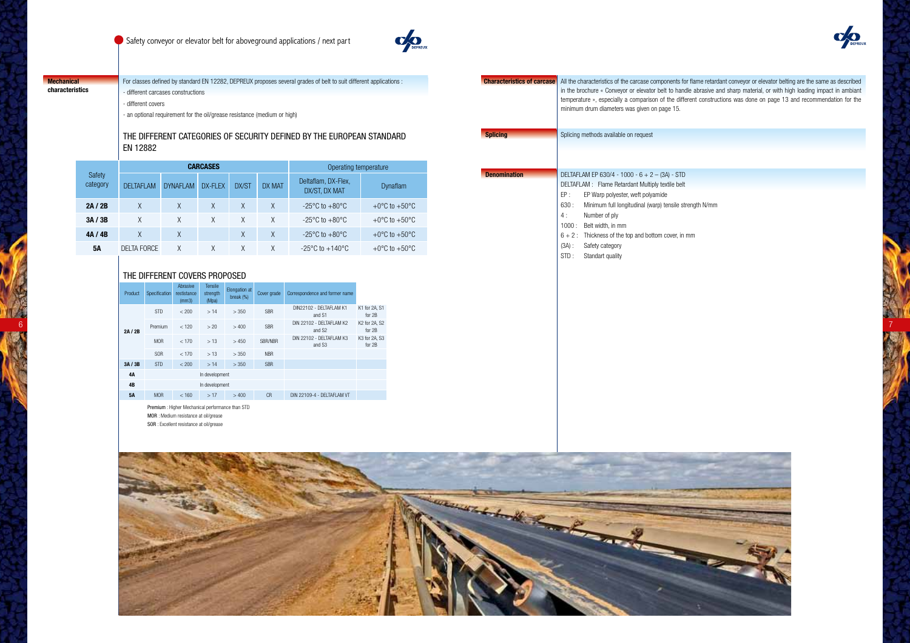Safety conveyor or elevator belt for aboveground applications / next part

## Mechanical characteristics

For classes defined by standard EN 12282, DEPREUX proposes several grades of belt to suit different applications :

- different carcases constructions
- different covers
- an optional requirement for the oil/grease resistance (medium or high)

### THE DIFFERENT CATEGORIES OF SECURITY DEFINED BY THE EUROPEAN STANDARD EN 12882

| Safety category | CARCASES | | | | | Operating temperature | |
|---|---|---|---|---|---|---|---|
| | DELTAFLAM | DYNAFLAM | DX-FLEX | DX/ST | DX MAT | Deltaflam, DX-Flex, DX/ST, DX MAT | Dynaflam |
| **2A / 2B** | X | X | X | X | X | -25°C to +80°C | +0°C to +50°C |
| **3A / 3B** | X | X | X | X | X | -25°C to +80°C | +0°C to +50°C |
| **4A / 4B** | X | X | | X | X | -25°C to +80°C | +0°C to +50°C |
| **5A** | DELTA FORCE | X | X | X | X | -25°C to +140°C | +0°C to +50°C |

### THE DIFFERENT COVERS PROPOSED

| Product | Specification | Abrasive restistance (mm3) | Tensile strength (Mpa) | Elongation at break (%) | Cover grade | Correspondence and former name | |
|---|---|---|---|---|---|---|---|
| **2A / 2B** | STD | < 200 | > 14 | > 350 | SBR | DIN22102 - DELTAFLAM K1 and S1 | K1 for 2A, S1 for 2B |
| | Premium | < 120 | > 20 | > 400 | SBR | DIN 22102 - DELTAFLAM K2 and S2 | K2 for 2A, S2 for 2B |
| | MOR | < 170 | > 13 | > 450 | SBR/NBR | DIN 22102 - DELTAFLAM K3 and S3 | K3 for 2A, S3 for 2B |
| | SOR | < 170 | > 13 | > 350 | NBR | | |
| **3A / 3B** | STD | < 200 | > 14 | > 350 | SBR | | |
| **4A** | In development | | | | | | |
| **4B** | In development | | | | | | |
| **5A** | MOR | < 160 | > 17 | > 400 | CR | DIN 22109-4 - DELTAFLAM VT | |

**Premium** : Higher Mechanical performance than STD
**MOR** : Medium resistance at oil/grease
**SOR** : Excellent resistance at oil/grease

## Characteristics of carcase

All the characteristics of the carcase components for flame retardant conveyor or elevator belting are the same as described in the brochure « Conveyor or elevator belt to handle abrasive and sharp material, or with high loading impact in ambiant temperature », especially a comparison of the different constructions was done on page 13 and recommendation for the minimum drum diameters was given on page 15.

## Splicing

Splicing methods available on request

## Denomination

DELTAFLAM EP 630/4 - 1000 - 6 + 2 – (3A) - STD

DELTAFLAM : Flame Retardant Multiply textile belt

- EP : EP Warp polyester, weft polyamide
- 630 : Minimum full longitudinal (warp) tensile strength N/mm
- 4 : Number of ply
- 1000 : Belt width, in mm
- 6 + 2 : Thickness of the top and bottom cover, in mm
- (3A) : Safety category
- STD : Standart quality